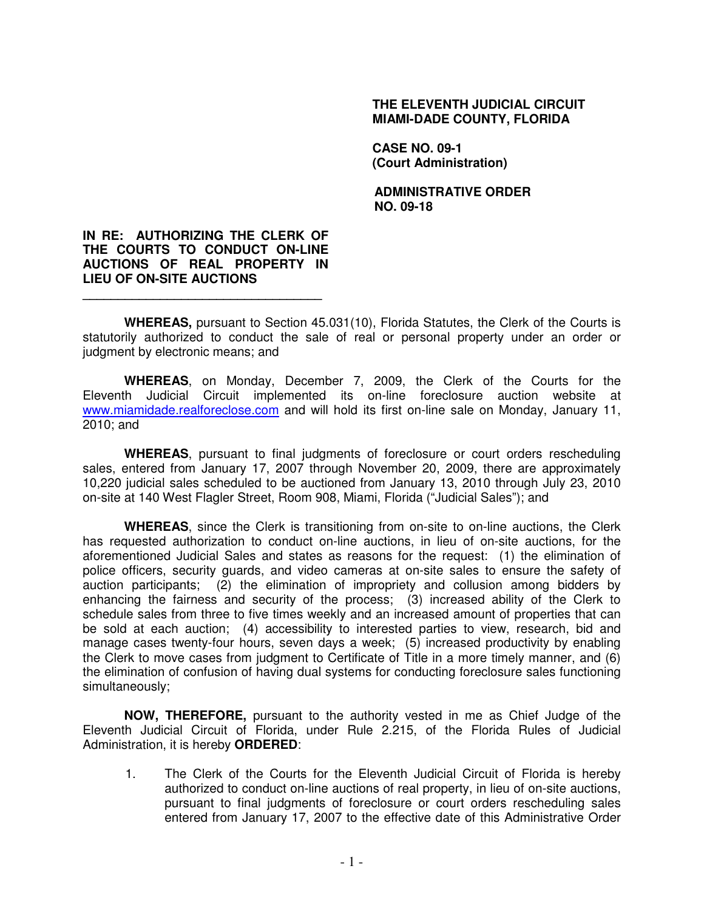**THE ELEVENTH JUDICIAL CIRCUIT**
**MIAMI-DADE COUNTY, FLORIDA**

**CASE NO. 09-1**
**(Court Administration)**

**ADMINISTRATIVE ORDER**
**NO. 09-18**

**IN RE: AUTHORIZING THE CLERK OF THE COURTS TO CONDUCT ON-LINE AUCTIONS OF REAL PROPERTY IN LIEU OF ON-SITE AUCTIONS**

---

**WHEREAS,** pursuant to Section 45.031(10), Florida Statutes, the Clerk of the Courts is statutorily authorized to conduct the sale of real or personal property under an order or judgment by electronic means; and

**WHEREAS**, on Monday, December 7, 2009, the Clerk of the Courts for the Eleventh Judicial Circuit implemented its on-line foreclosure auction website at www.miamidade.realforeclose.com and will hold its first on-line sale on Monday, January 11, 2010; and

**WHEREAS**, pursuant to final judgments of foreclosure or court orders rescheduling sales, entered from January 17, 2007 through November 20, 2009, there are approximately 10,220 judicial sales scheduled to be auctioned from January 13, 2010 through July 23, 2010 on-site at 140 West Flagler Street, Room 908, Miami, Florida ("Judicial Sales"); and

**WHEREAS**, since the Clerk is transitioning from on-site to on-line auctions, the Clerk has requested authorization to conduct on-line auctions, in lieu of on-site auctions, for the aforementioned Judicial Sales and states as reasons for the request: (1) the elimination of police officers, security guards, and video cameras at on-site sales to ensure the safety of auction participants; (2) the elimination of impropriety and collusion among bidders by enhancing the fairness and security of the process; (3) increased ability of the Clerk to schedule sales from three to five times weekly and an increased amount of properties that can be sold at each auction; (4) accessibility to interested parties to view, research, bid and manage cases twenty-four hours, seven days a week; (5) increased productivity by enabling the Clerk to move cases from judgment to Certificate of Title in a more timely manner, and (6) the elimination of confusion of having dual systems for conducting foreclosure sales functioning simultaneously;

**NOW, THEREFORE,** pursuant to the authority vested in me as Chief Judge of the Eleventh Judicial Circuit of Florida, under Rule 2.215, of the Florida Rules of Judicial Administration, it is hereby **ORDERED**:

1. The Clerk of the Courts for the Eleventh Judicial Circuit of Florida is hereby authorized to conduct on-line auctions of real property, in lieu of on-site auctions, pursuant to final judgments of foreclosure or court orders rescheduling sales entered from January 17, 2007 to the effective date of this Administrative Order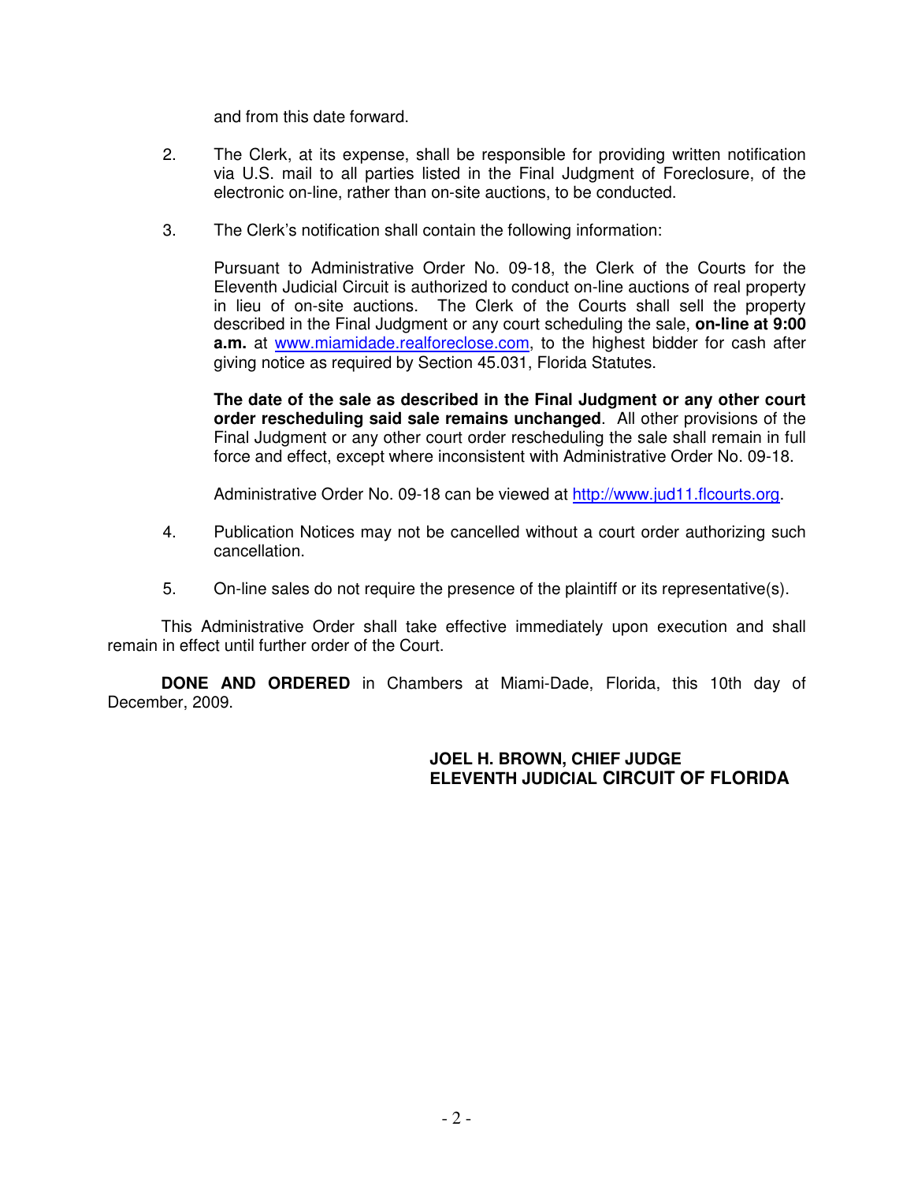and from this date forward.

2. The Clerk, at its expense, shall be responsible for providing written notification via U.S. mail to all parties listed in the Final Judgment of Foreclosure, of the electronic on-line, rather than on-site auctions, to be conducted.

3. The Clerk's notification shall contain the following information:

   Pursuant to Administrative Order No. 09-18, the Clerk of the Courts for the Eleventh Judicial Circuit is authorized to conduct on-line auctions of real property in lieu of on-site auctions. The Clerk of the Courts shall sell the property described in the Final Judgment or any court scheduling the sale, **on-line at 9:00 a.m.** at www.miamidade.realforeclose.com, to the highest bidder for cash after giving notice as required by Section 45.031, Florida Statutes.

   **The date of the sale as described in the Final Judgment or any other court order rescheduling said sale remains unchanged**. All other provisions of the Final Judgment or any other court order rescheduling the sale shall remain in full force and effect, except where inconsistent with Administrative Order No. 09-18.

   Administrative Order No. 09-18 can be viewed at http://www.jud11.flcourts.org.

4. Publication Notices may not be cancelled without a court order authorizing such cancellation.

5. On-line sales do not require the presence of the plaintiff or its representative(s).

This Administrative Order shall take effective immediately upon execution and shall remain in effect until further order of the Court.

**DONE AND ORDERED** in Chambers at Miami-Dade, Florida, this 10th day of December, 2009.

**JOEL H. BROWN, CHIEF JUDGE**
**ELEVENTH JUDICIAL CIRCUIT OF FLORIDA**